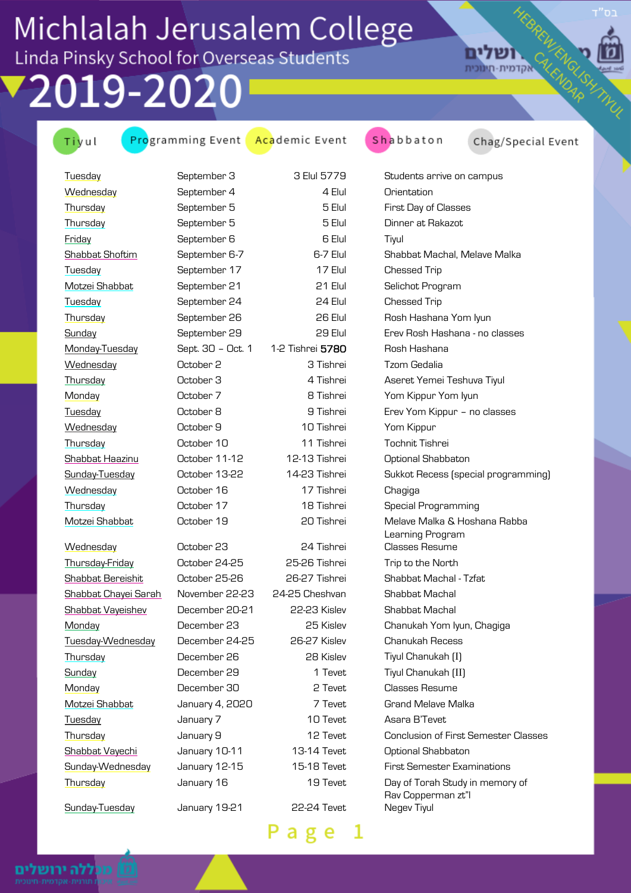בס"ד

# Michlalah Jerusalem College

## Linda Pinsky School for Overseas Students

# 2019-2020

HEBREW/ENGLISH/TIYUL CALENDAR

Tiyul | Programming Event | Academic Event | Shabbaton | Chag/Special Event

| | | | |
|---|---|---|---|
| Tuesday | September 3 | 3 Elul 5779 | Students arrive on campus |
| Wednesday | September 4 | 4 Elul | Orientation |
| Thursday | September 5 | 5 Elul | First Day of Classes |
| Thursday | September 5 | 5 Elul | Dinner at Rakazot |
| Friday | September 6 | 6 Elul | Tiyul |
| Shabbat Shoftim | September 6-7 | 6-7 Elul | Shabbat Machal, Melave Malka |
| Tuesday | September 17 | 17 Elul | Chessed Trip |
| Motzei Shabbat | September 21 | 21 Elul | Selichot Program |
| Tuesday | September 24 | 24 Elul | Chessed Trip |
| Thursday | September 26 | 26 Elul | Rosh Hashana Yom Iyun |
| Sunday | September 29 | 29 Elul | Erev Rosh Hashana - no classes |
| Monday-Tuesday | Sept. 30 – Oct. 1 | 1-2 Tishrei **5780** | Rosh Hashana |
| Wednesday | October 2 | 3 Tishrei | Tzom Gedalia |
| Thursday | October 3 | 4 Tishrei | Aseret Yemei Teshuva Tiyul |
| Monday | October 7 | 8 Tishrei | Yom Kippur Yom Iyun |
| Tuesday | October 8 | 9 Tishrei | Erev Yom Kippur – no classes |
| Wednesday | October 9 | 10 Tishrei | Yom Kippur |
| Thursday | October 10 | 11 Tishrei | Tochnit Tishrei |
| Shabbat Haazinu | October 11-12 | 12-13 Tishrei | Optional Shabbaton |
| Sunday-Tuesday | October 13-22 | 14-23 Tishrei | Sukkot Recess (special programming) |
| Wednesday | October 16 | 17 Tishrei | Chagiga |
| Thursday | October 17 | 18 Tishrei | Special Programming |
| Motzei Shabbat | October 19 | 20 Tishrei | Melave Malka & Hoshana Rabba Learning Program |
| Wednesday | October 23 | 24 Tishrei | Classes Resume |
| Thursday-Friday | October 24-25 | 25-26 Tishrei | Trip to the North |
| Shabbat Bereishit | October 25-26 | 26-27 Tishrei | Shabbat Machal - Tzfat |
| Shabbat Chayei Sarah | November 22-23 | 24-25 Cheshvan | Shabbat Machal |
| Shabbat Vayeishev | December 20-21 | 22-23 Kislev | Shabbat Machal |
| Monday | December 23 | 25 Kislev | Chanukah Yom Iyun, Chagiga |
| Tuesday-Wednesday | December 24-25 | 26-27 Kislev | Chanukah Recess |
| Thursday | December 26 | 28 Kislev | Tiyul Chanukah (I) |
| Sunday | December 29 | 1 Tevet | Tiyul Chanukah (II) |
| Monday | December 30 | 2 Tevet | Classes Resume |
| Motzei Shabbat | January 4, 2020 | 7 Tevet | Grand Melave Malka |
| Tuesday | January 7 | 10 Tevet | Asara B'Tevet |
| Thursday | January 9 | 12 Tevet | Conclusion of First Semester Classes |
| Shabbat Vayechi | January 10-11 | 13-14 Tevet | Optional Shabbaton |
| Sunday-Wednesday | January 12-15 | 15-18 Tevet | First Semester Examinations |
| Thursday | January 16 | 19 Tevet | Day of Torah Study in memory of Rav Copperman zt"l |
| Sunday-Tuesday | January 19-21 | 22-24 Tevet | Negev Tiyul |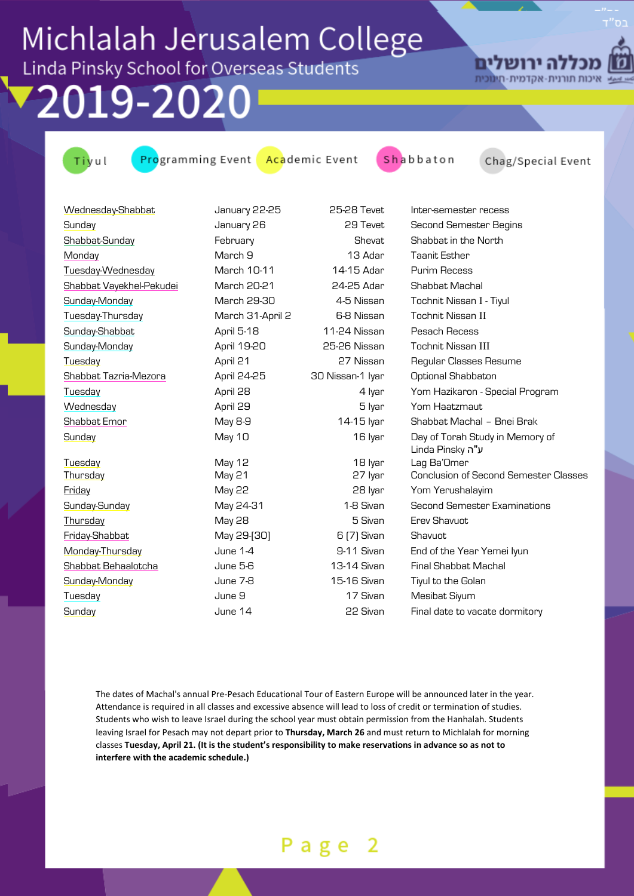# Michlalah Jerusalem College

## Linda Pinsky School for Overseas Students

בס"ד

מכללה ירושלים

איכות תורנית-אקדמית-חינוכית

# 2019-2020

Tiyul | Programming Event | Academic Event | Shabbaton | Chag/Special Event

| | | | |
|---|---|---|---|
| Wednesday-Shabbat | January 22-25 | 25-28 Tevet | Inter-semester recess |
| Sunday | January 26 | 29 Tevet | Second Semester Begins |
| Shabbat-Sunday | February | Shevat | Shabbat in the North |
| Monday | March 9 | 13 Adar | Taanit Esther |
| Tuesday-Wednesday | March 10-11 | 14-15 Adar | Purim Recess |
| Shabbat Vayekhel-Pekudei | March 20-21 | 24-25 Adar | Shabbat Machal |
| Sunday-Monday | March 29-30 | 4-5 Nissan | Tochnit Nissan I - Tiyul |
| Tuesday-Thursday | March 31-April 2 | 6-8 Nissan | Tochnit Nissan II |
| Sunday-Shabbat | April 5-18 | 11-24 Nissan | Pesach Recess |
| Sunday-Monday | April 19-20 | 25-26 Nissan | Tochnit Nissan III |
| Tuesday | April 21 | 27 Nissan | Regular Classes Resume |
| Shabbat Tazria-Mezora | April 24-25 | 30 Nissan-1 Iyar | Optional Shabbaton |
| Tuesday | April 28 | 4 Iyar | Yom Hazikaron - Special Program |
| Wednesday | April 29 | 5 Iyar | Yom Haatzmaut |
| Shabbat Emor | May 8-9 | 14-15 Iyar | Shabbat Machal – Bnei Brak |
| Sunday | May 10 | 16 Iyar | Day of Torah Study in Memory of Linda Pinsky ע"ה |
| Tuesday | May 12 | 18 Iyar | Lag Ba'Omer |
| Thursday | May 21 | 27 Iyar | Conclusion of Second Semester Classes |
| Friday | May 22 | 28 Iyar | Yom Yerushalayim |
| Sunday-Sunday | May 24-31 | 1-8 Sivan | Second Semester Examinations |
| Thursday | May 28 | 5 Sivan | Erev Shavuot |
| Friday-Shabbat | May 29-[30] | 6 [7] Sivan | Shavuot |
| Monday-Thursday | June 1-4 | 9-11 Sivan | End of the Year Yemei Iyun |
| Shabbat Behaalotcha | June 5-6 | 13-14 Sivan | Final Shabbat Machal |
| Sunday-Monday | June 7-8 | 15-16 Sivan | Tiyul to the Golan |
| Tuesday | June 9 | 17 Sivan | Mesibat Siyum |
| Sunday | June 14 | 22 Sivan | Final date to vacate dormitory |

The dates of Machal's annual Pre-Pesach Educational Tour of Eastern Europe will be announced later in the year. Attendance is required in all classes and excessive absence will lead to loss of credit or termination of studies. Students who wish to leave Israel during the school year must obtain permission from the Hanhalah. Students leaving Israel for Pesach may not depart prior to **Thursday, March 26** and must return to Michlalah for morning classes **Tuesday, April 21. (It is the student's responsibility to make reservations in advance so as not to interfere with the academic schedule.)**